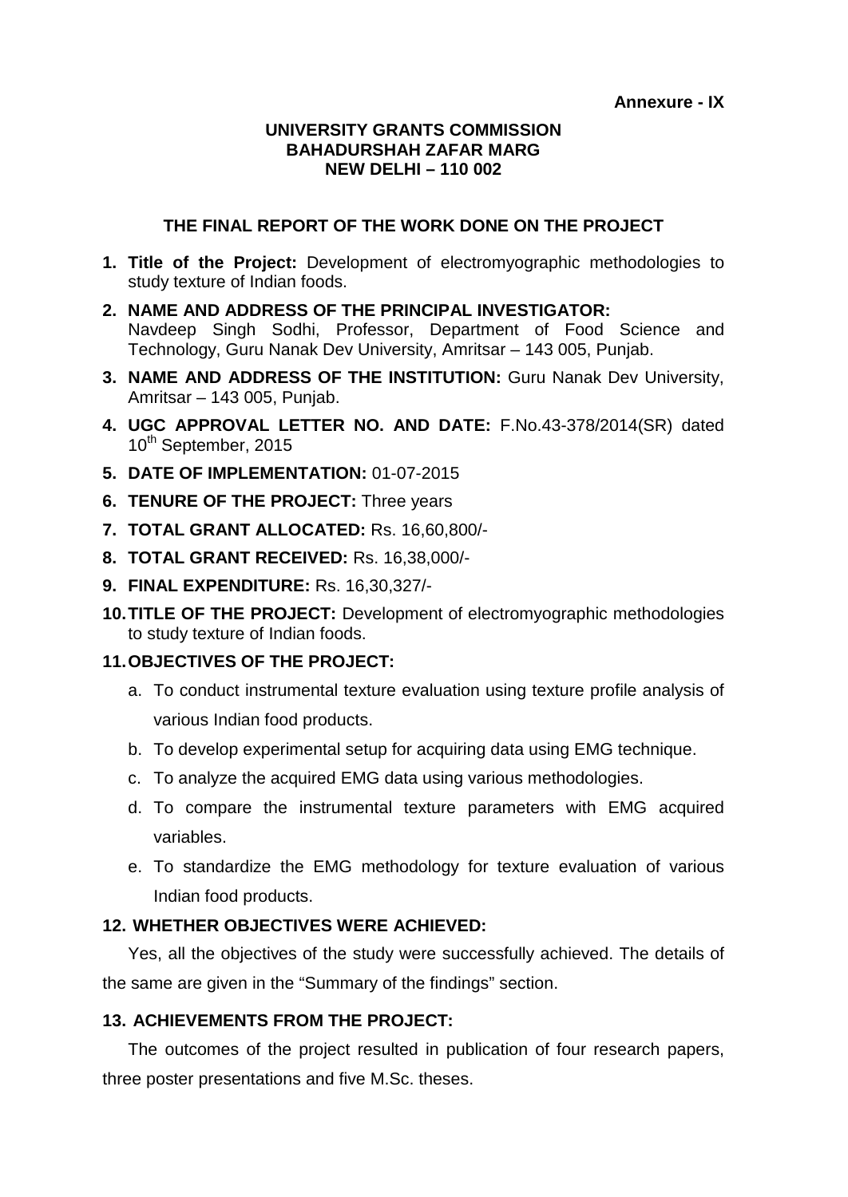**Annexure - IX**

**UNIVERSITY GRANTS COMMISSION**
**BAHADURSHAH ZAFAR MARG**
**NEW DELHI – 110 002**

## THE FINAL REPORT OF THE WORK DONE ON THE PROJECT

1. **Title of the Project:** Development of electromyographic methodologies to study texture of Indian foods.
2. **NAME AND ADDRESS OF THE PRINCIPAL INVESTIGATOR:** Navdeep Singh Sodhi, Professor, Department of Food Science and Technology, Guru Nanak Dev University, Amritsar – 143 005, Punjab.
3. **NAME AND ADDRESS OF THE INSTITUTION:** Guru Nanak Dev University, Amritsar – 143 005, Punjab.
4. **UGC APPROVAL LETTER NO. AND DATE:** F.No.43-378/2014(SR) dated 10th September, 2015
5. **DATE OF IMPLEMENTATION:** 01-07-2015
6. **TENURE OF THE PROJECT:** Three years
7. **TOTAL GRANT ALLOCATED:** Rs. 16,60,800/-
8. **TOTAL GRANT RECEIVED:** Rs. 16,38,000/-
9. **FINAL EXPENDITURE:** Rs. 16,30,327/-
10. **TITLE OF THE PROJECT:** Development of electromyographic methodologies to study texture of Indian foods.
11. **OBJECTIVES OF THE PROJECT:**
    a. To conduct instrumental texture evaluation using texture profile analysis of various Indian food products.
    b. To develop experimental setup for acquiring data using EMG technique.
    c. To analyze the acquired EMG data using various methodologies.
    d. To compare the instrumental texture parameters with EMG acquired variables.
    e. To standardize the EMG methodology for texture evaluation of various Indian food products.

**12. WHETHER OBJECTIVES WERE ACHIEVED:**

Yes, all the objectives of the study were successfully achieved. The details of the same are given in the "Summary of the findings" section.

**13. ACHIEVEMENTS FROM THE PROJECT:**

The outcomes of the project resulted in publication of four research papers, three poster presentations and five M.Sc. theses.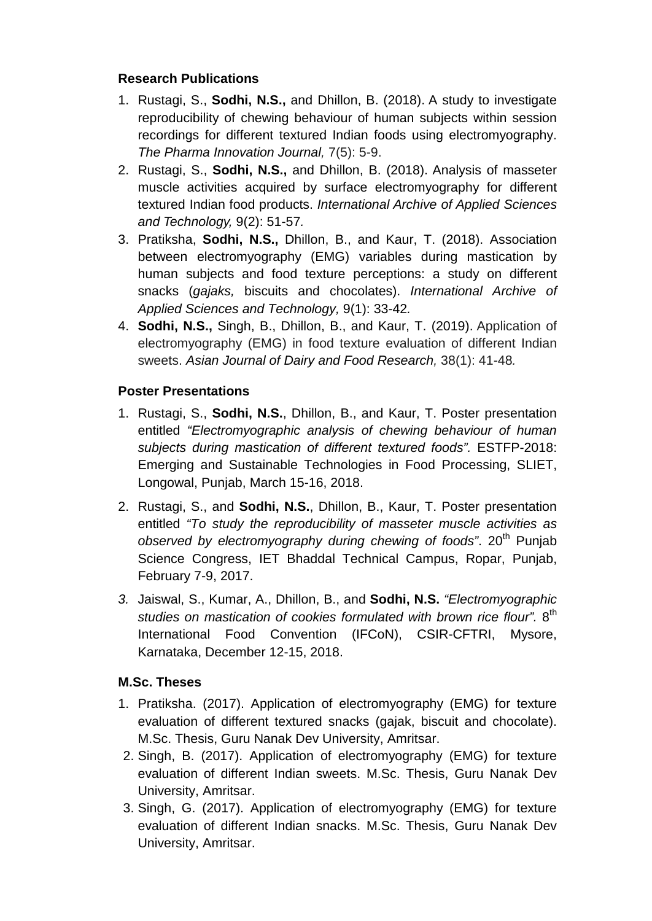### Research Publications

1. Rustagi, S., **Sodhi, N.S.,** and Dhillon, B. (2018). A study to investigate reproducibility of chewing behaviour of human subjects within session recordings for different textured Indian foods using electromyography. *The Pharma Innovation Journal,* 7(5): 5-9.
2. Rustagi, S., **Sodhi, N.S.,** and Dhillon, B. (2018). Analysis of masseter muscle activities acquired by surface electromyography for different textured Indian food products. *International Archive of Applied Sciences and Technology,* 9(2): 51-57*.*
3. Pratiksha, **Sodhi, N.S.,** Dhillon, B., and Kaur, T. (2018). Association between electromyography (EMG) variables during mastication by human subjects and food texture perceptions: a study on different snacks (*gajaks,* biscuits and chocolates). *International Archive of Applied Sciences and Technology,* 9(1): 33-42*.*
4. **Sodhi, N.S.,** Singh, B., Dhillon, B., and Kaur, T. (2019). Application of electromyography (EMG) in food texture evaluation of different Indian sweets. *Asian Journal of Dairy and Food Research,* 38(1): 41-48*.*

### Poster Presentations

1. Rustagi, S., **Sodhi, N.S.**, Dhillon, B., and Kaur, T. Poster presentation entitled *"Electromyographic analysis of chewing behaviour of human subjects during mastication of different textured foods".* ESTFP-2018: Emerging and Sustainable Technologies in Food Processing, SLIET, Longowal, Punjab, March 15-16, 2018.
2. Rustagi, S., and **Sodhi, N.S.**, Dhillon, B., Kaur, T. Poster presentation entitled *"To study the reproducibility of masseter muscle activities as observed by electromyography during chewing of foods"*. 20th Punjab Science Congress, IET Bhaddal Technical Campus, Ropar, Punjab, February 7-9, 2017.
3. Jaiswal, S., Kumar, A., Dhillon, B., and **Sodhi, N.S.** *"Electromyographic studies on mastication of cookies formulated with brown rice flour".* 8th International Food Convention (IFCoN), CSIR-CFTRI, Mysore, Karnataka, December 12-15, 2018.

### M.Sc. Theses

1. Pratiksha. (2017). Application of electromyography (EMG) for texture evaluation of different textured snacks (gajak, biscuit and chocolate). M.Sc. Thesis, Guru Nanak Dev University, Amritsar.
2. Singh, B. (2017). Application of electromyography (EMG) for texture evaluation of different Indian sweets. M.Sc. Thesis, Guru Nanak Dev University, Amritsar.
3. Singh, G. (2017). Application of electromyography (EMG) for texture evaluation of different Indian snacks. M.Sc. Thesis, Guru Nanak Dev University, Amritsar.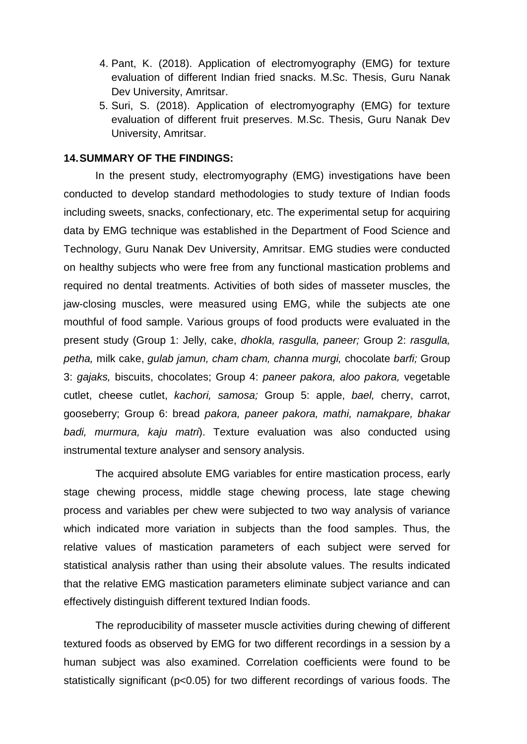4. Pant, K. (2018). Application of electromyography (EMG) for texture evaluation of different Indian fried snacks. M.Sc. Thesis, Guru Nanak Dev University, Amritsar.
5. Suri, S. (2018). Application of electromyography (EMG) for texture evaluation of different fruit preserves. M.Sc. Thesis, Guru Nanak Dev University, Amritsar.

## 14. SUMMARY OF THE FINDINGS:

In the present study, electromyography (EMG) investigations have been conducted to develop standard methodologies to study texture of Indian foods including sweets, snacks, confectionary, etc. The experimental setup for acquiring data by EMG technique was established in the Department of Food Science and Technology, Guru Nanak Dev University, Amritsar. EMG studies were conducted on healthy subjects who were free from any functional mastication problems and required no dental treatments. Activities of both sides of masseter muscles, the jaw-closing muscles, were measured using EMG, while the subjects ate one mouthful of food sample. Various groups of food products were evaluated in the present study (Group 1: Jelly, cake, *dhokla, rasgulla, paneer;* Group 2: *rasgulla, petha,* milk cake, *gulab jamun, cham cham, channa murgi,* chocolate *barfi;* Group 3: *gajaks,* biscuits, chocolates; Group 4: *paneer pakora, aloo pakora,* vegetable cutlet, cheese cutlet, *kachori, samosa;* Group 5: apple, *bael,* cherry, carrot, gooseberry; Group 6: bread *pakora, paneer pakora, mathi, namakpare, bhakar badi, murmura, kaju matri*). Texture evaluation was also conducted using instrumental texture analyser and sensory analysis.

The acquired absolute EMG variables for entire mastication process, early stage chewing process, middle stage chewing process, late stage chewing process and variables per chew were subjected to two way analysis of variance which indicated more variation in subjects than the food samples. Thus, the relative values of mastication parameters of each subject were served for statistical analysis rather than using their absolute values. The results indicated that the relative EMG mastication parameters eliminate subject variance and can effectively distinguish different textured Indian foods.

The reproducibility of masseter muscle activities during chewing of different textured foods as observed by EMG for two different recordings in a session by a human subject was also examined. Correlation coefficients were found to be statistically significant ($p<0.05$) for two different recordings of various foods. The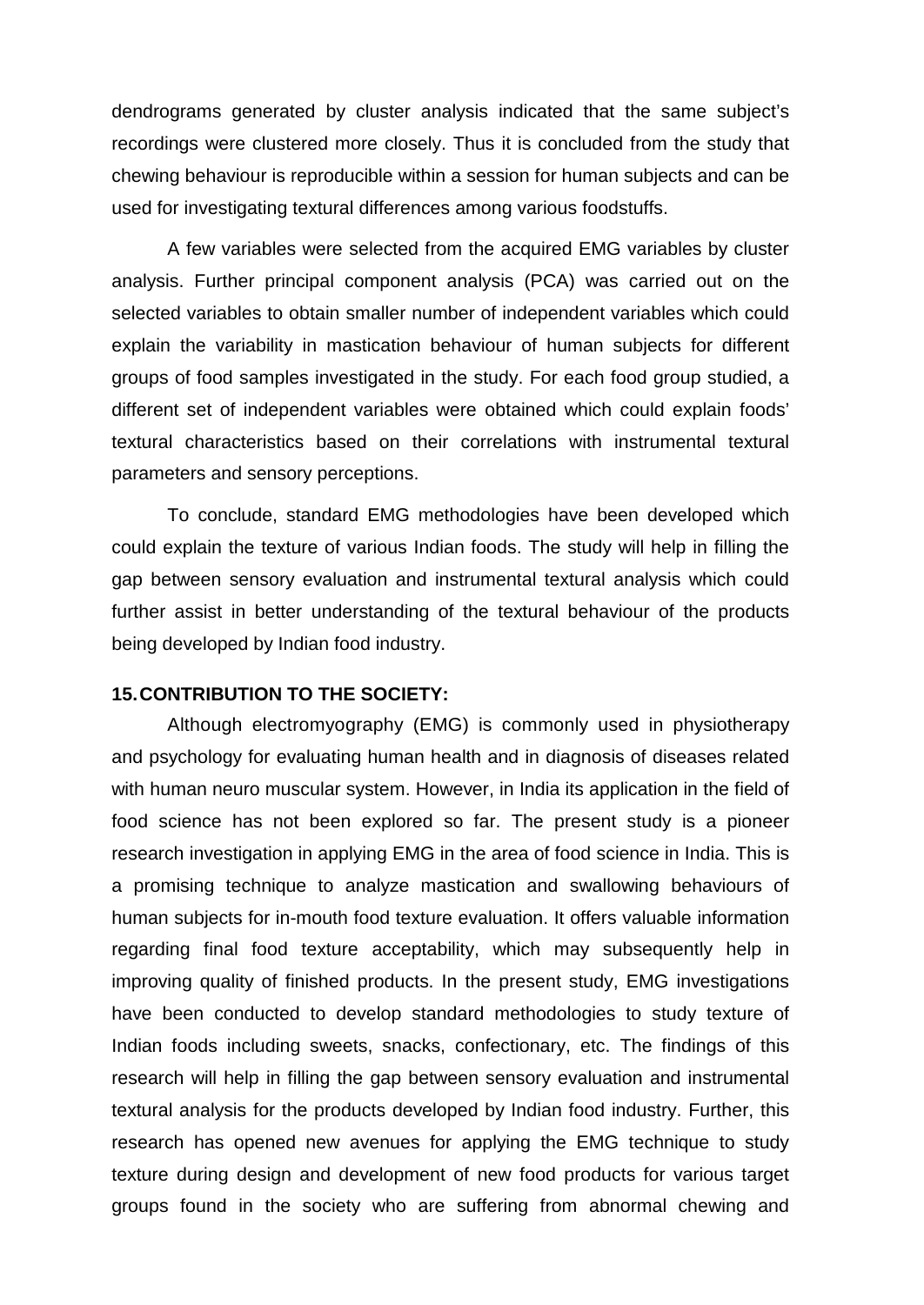dendrograms generated by cluster analysis indicated that the same subject's recordings were clustered more closely. Thus it is concluded from the study that chewing behaviour is reproducible within a session for human subjects and can be used for investigating textural differences among various foodstuffs.

A few variables were selected from the acquired EMG variables by cluster analysis. Further principal component analysis (PCA) was carried out on the selected variables to obtain smaller number of independent variables which could explain the variability in mastication behaviour of human subjects for different groups of food samples investigated in the study. For each food group studied, a different set of independent variables were obtained which could explain foods' textural characteristics based on their correlations with instrumental textural parameters and sensory perceptions.

To conclude, standard EMG methodologies have been developed which could explain the texture of various Indian foods. The study will help in filling the gap between sensory evaluation and instrumental textural analysis which could further assist in better understanding of the textural behaviour of the products being developed by Indian food industry.

**15. CONTRIBUTION TO THE SOCIETY:**

Although electromyography (EMG) is commonly used in physiotherapy and psychology for evaluating human health and in diagnosis of diseases related with human neuro muscular system. However, in India its application in the field of food science has not been explored so far. The present study is a pioneer research investigation in applying EMG in the area of food science in India. This is a promising technique to analyze mastication and swallowing behaviours of human subjects for in-mouth food texture evaluation. It offers valuable information regarding final food texture acceptability, which may subsequently help in improving quality of finished products. In the present study, EMG investigations have been conducted to develop standard methodologies to study texture of Indian foods including sweets, snacks, confectionary, etc. The findings of this research will help in filling the gap between sensory evaluation and instrumental textural analysis for the products developed by Indian food industry. Further, this research has opened new avenues for applying the EMG technique to study texture during design and development of new food products for various target groups found in the society who are suffering from abnormal chewing and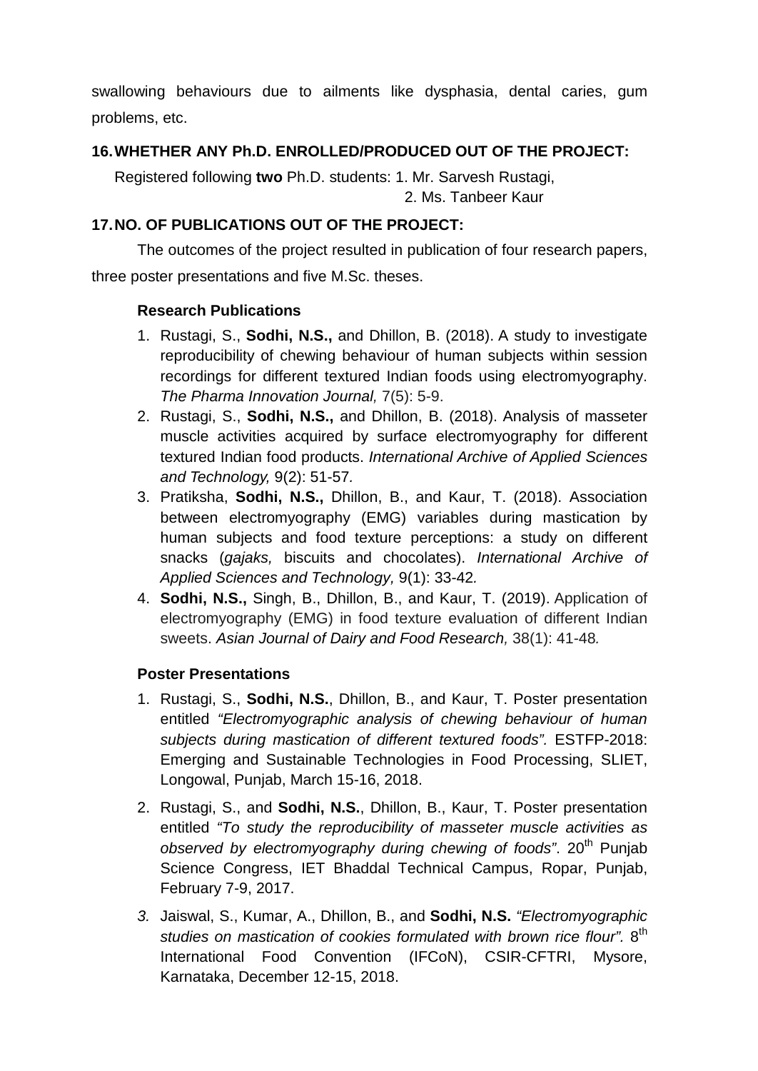swallowing behaviours due to ailments like dysphasia, dental caries, gum problems, etc.

## 16. WHETHER ANY Ph.D. ENROLLED/PRODUCED OUT OF THE PROJECT:

Registered following **two** Ph.D. students: 1. Mr. Sarvesh Rustagi,
2. Ms. Tanbeer Kaur

## 17. NO. OF PUBLICATIONS OUT OF THE PROJECT:

The outcomes of the project resulted in publication of four research papers, three poster presentations and five M.Sc. theses.

### Research Publications

1. Rustagi, S., **Sodhi, N.S.,** and Dhillon, B. (2018). A study to investigate reproducibility of chewing behaviour of human subjects within session recordings for different textured Indian foods using electromyography. *The Pharma Innovation Journal,* 7(5): 5-9.
2. Rustagi, S., **Sodhi, N.S.,** and Dhillon, B. (2018). Analysis of masseter muscle activities acquired by surface electromyography for different textured Indian food products. *International Archive of Applied Sciences and Technology,* 9(2): 51-57*.*
3. Pratiksha, **Sodhi, N.S.,** Dhillon, B., and Kaur, T. (2018). Association between electromyography (EMG) variables during mastication by human subjects and food texture perceptions: a study on different snacks (*gajaks,* biscuits and chocolates). *International Archive of Applied Sciences and Technology,* 9(1): 33-42*.*
4. **Sodhi, N.S.,** Singh, B., Dhillon, B., and Kaur, T. (2019). Application of electromyography (EMG) in food texture evaluation of different Indian sweets. *Asian Journal of Dairy and Food Research,* 38(1): 41-48*.*

### Poster Presentations

1. Rustagi, S., **Sodhi, N.S.**, Dhillon, B., and Kaur, T. Poster presentation entitled *"Electromyographic analysis of chewing behaviour of human subjects during mastication of different textured foods".* ESTFP-2018: Emerging and Sustainable Technologies in Food Processing, SLIET, Longowal, Punjab, March 15-16, 2018.
2. Rustagi, S., and **Sodhi, N.S.**, Dhillon, B., Kaur, T. Poster presentation entitled *"To study the reproducibility of masseter muscle activities as observed by electromyography during chewing of foods"*. 20th Punjab Science Congress, IET Bhaddal Technical Campus, Ropar, Punjab, February 7-9, 2017.
3. Jaiswal, S., Kumar, A., Dhillon, B., and **Sodhi, N.S.** *"Electromyographic studies on mastication of cookies formulated with brown rice flour"*. 8th International Food Convention (IFCoN), CSIR-CFTRI, Mysore, Karnataka, December 12-15, 2018.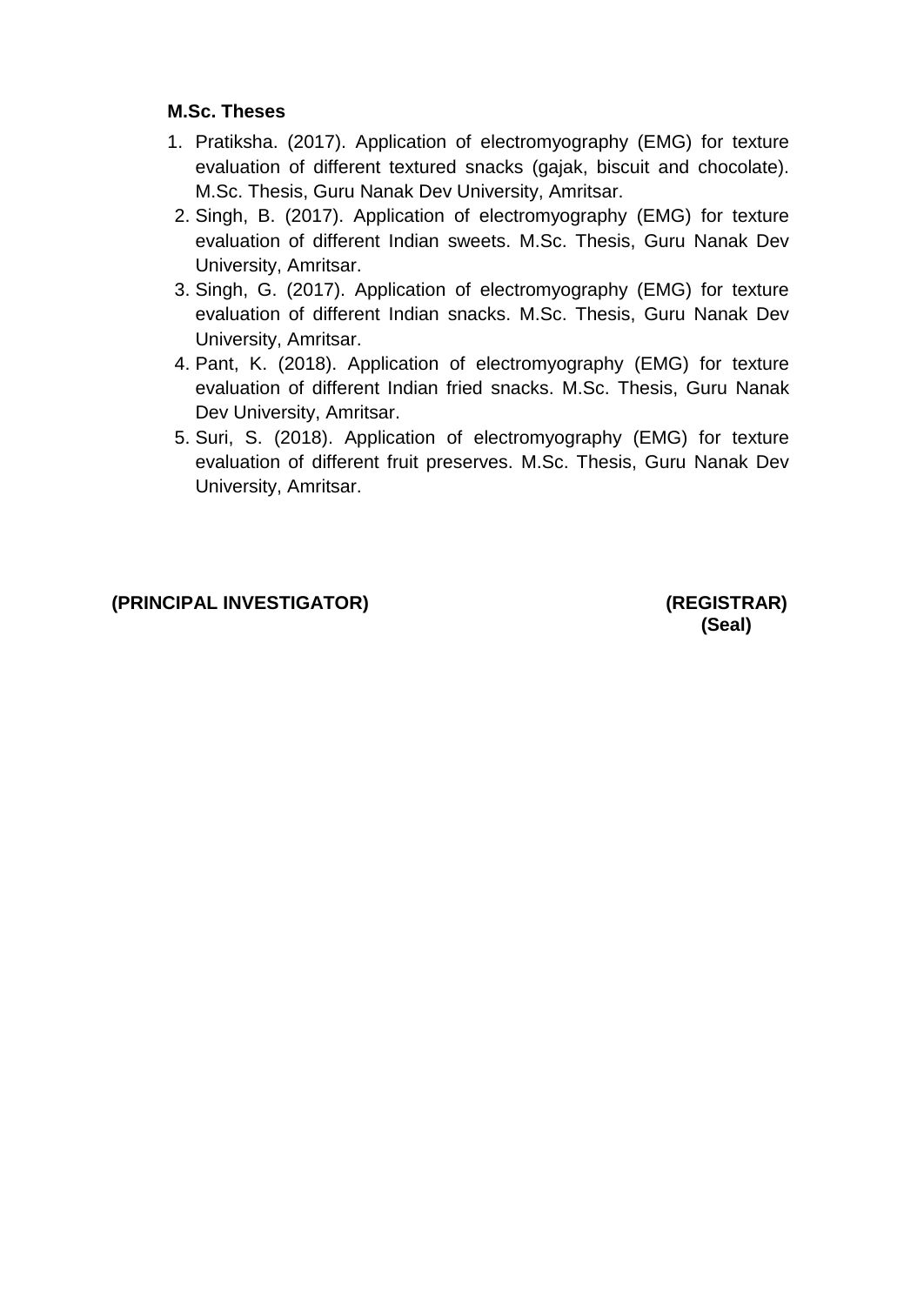**M.Sc. Theses**

1. Pratiksha. (2017). Application of electromyography (EMG) for texture evaluation of different textured snacks (gajak, biscuit and chocolate). M.Sc. Thesis, Guru Nanak Dev University, Amritsar.
2. Singh, B. (2017). Application of electromyography (EMG) for texture evaluation of different Indian sweets. M.Sc. Thesis, Guru Nanak Dev University, Amritsar.
3. Singh, G. (2017). Application of electromyography (EMG) for texture evaluation of different Indian snacks. M.Sc. Thesis, Guru Nanak Dev University, Amritsar.
4. Pant, K. (2018). Application of electromyography (EMG) for texture evaluation of different Indian fried snacks. M.Sc. Thesis, Guru Nanak Dev University, Amritsar.
5. Suri, S. (2018). Application of electromyography (EMG) for texture evaluation of different fruit preserves. M.Sc. Thesis, Guru Nanak Dev University, Amritsar.

**(PRINCIPAL INVESTIGATOR)**

**(REGISTRAR)**
**(Seal)**